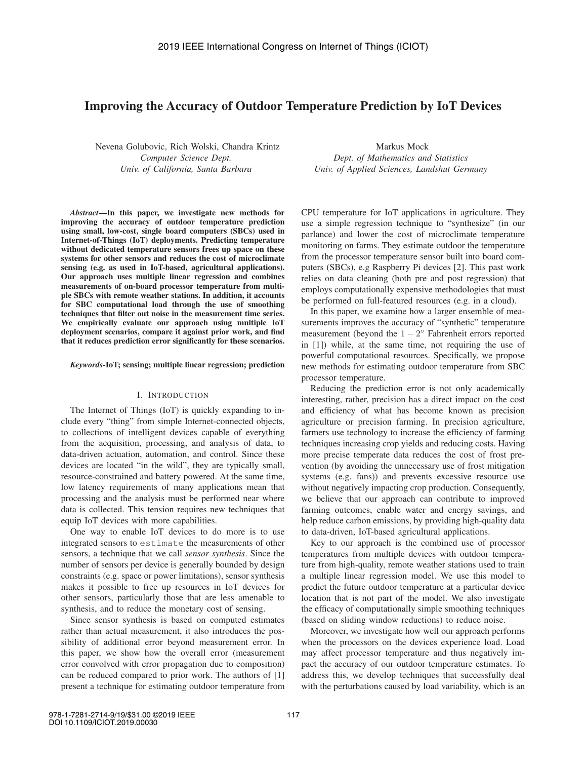# Improving the Accuracy of Outdoor Temperature Prediction by IoT Devices

Nevena Golubovic, Rich Wolski, Chandra Krintz
*Computer Science Dept.*
*Univ. of California, Santa Barbara*

Markus Mock
*Dept. of Mathematics and Statistics*
*Univ. of Applied Sciences, Landshut Germany*

***Abstract*—In this paper, we investigate new methods for improving the accuracy of outdoor temperature prediction using small, low-cost, single board computers (SBCs) used in Internet-of-Things (IoT) deployments. Predicting temperature without dedicated temperature sensors frees up space on these systems for other sensors and reduces the cost of microclimate sensing (e.g. as used in IoT-based, agricultural applications). Our approach uses multiple linear regression and combines measurements of on-board processor temperature from multiple SBCs with remote weather stations. In addition, it accounts for SBC computational load through the use of smoothing techniques that filter out noise in the measurement time series. We empirically evaluate our approach using multiple IoT deployment scenarios, compare it against prior work, and find that it reduces prediction error significantly for these scenarios.**

***Keywords*-IoT; sensing; multiple linear regression; prediction**

## I. Introduction

The Internet of Things (IoT) is quickly expanding to include every "thing" from simple Internet-connected objects, to collections of intelligent devices capable of everything from the acquisition, processing, and analysis of data, to data-driven actuation, automation, and control. Since these devices are located "in the wild", they are typically small, resource-constrained and battery powered. At the same time, low latency requirements of many applications mean that processing and the analysis must be performed near where data is collected. This tension requires new techniques that equip IoT devices with more capabilities.

One way to enable IoT devices to do more is to use integrated sensors to `estimate` the measurements of other sensors, a technique that we call *sensor synthesis*. Since the number of sensors per device is generally bounded by design constraints (e.g. space or power limitations), sensor synthesis makes it possible to free up resources in IoT devices for other sensors, particularly those that are less amenable to synthesis, and to reduce the monetary cost of sensing.

Since sensor synthesis is based on computed estimates rather than actual measurement, it also introduces the possibility of additional error beyond measurement error. In this paper, we show how the overall error (measurement error convolved with error propagation due to composition) can be reduced compared to prior work. The authors of [1] present a technique for estimating outdoor temperature from CPU temperature for IoT applications in agriculture. They use a simple regression technique to "synthesize" (in our parlance) and lower the cost of microclimate temperature monitoring on farms. They estimate outdoor the temperature from the processor temperature sensor built into board computers (SBCs), e.g Raspberry Pi devices [2]. This past work relies on data cleaning (both pre and post regression) that employs computationally expensive methodologies that must be performed on full-featured resources (e.g. in a cloud).

In this paper, we examine how a larger ensemble of measurements improves the accuracy of "synthetic" temperature measurement (beyond the $1-2^{\circ}$ Fahrenheit errors reported in [1]) while, at the same time, not requiring the use of powerful computational resources. Specifically, we propose new methods for estimating outdoor temperature from SBC processor temperature.

Reducing the prediction error is not only academically interesting, rather, precision has a direct impact on the cost and efficiency of what has become known as precision agriculture or precision farming. In precision agriculture, farmers use technology to increase the efficiency of farming techniques increasing crop yields and reducing costs. Having more precise temperate data reduces the cost of frost prevention (by avoiding the unnecessary use of frost mitigation systems (e.g. fans)) and prevents excessive resource use without negatively impacting crop production. Consequently, we believe that our approach can contribute to improved farming outcomes, enable water and energy savings, and help reduce carbon emissions, by providing high-quality data to data-driven, IoT-based agricultural applications.

Key to our approach is the combined use of processor temperatures from multiple devices with outdoor temperature from high-quality, remote weather stations used to train a multiple linear regression model. We use this model to predict the future outdoor temperature at a particular device location that is not part of the model. We also investigate the efficacy of computationally simple smoothing techniques (based on sliding window reductions) to reduce noise.

Moreover, we investigate how well our approach performs when the processors on the devices experience load. Load may affect processor temperature and thus negatively impact the accuracy of our outdoor temperature estimates. To address this, we develop techniques that successfully deal with the perturbations caused by load variability, which is an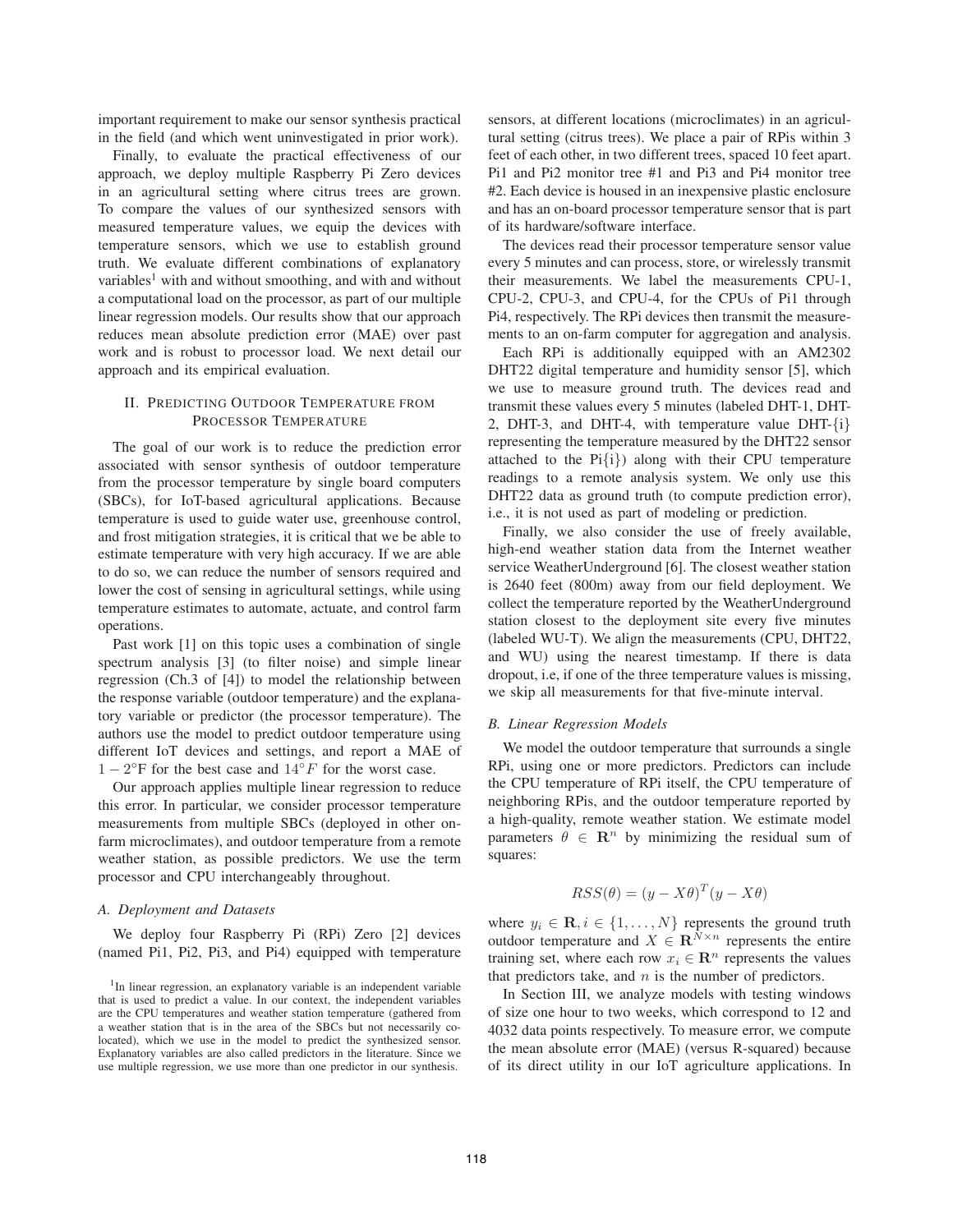important requirement to make our sensor synthesis practical in the field (and which went uninvestigated in prior work).

Finally, to evaluate the practical effectiveness of our approach, we deploy multiple Raspberry Pi Zero devices in an agricultural setting where citrus trees are grown. To compare the values of our synthesized sensors with measured temperature values, we equip the devices with temperature sensors, which we use to establish ground truth. We evaluate different combinations of explanatory variables[1] with and without smoothing, and with and without a computational load on the processor, as part of our multiple linear regression models. Our results show that our approach reduces mean absolute prediction error (MAE) over past work and is robust to processor load. We next detail our approach and its empirical evaluation.

## II. Predicting Outdoor Temperature from Processor Temperature

The goal of our work is to reduce the prediction error associated with sensor synthesis of outdoor temperature from the processor temperature by single board computers (SBCs), for IoT-based agricultural applications. Because temperature is used to guide water use, greenhouse control, and frost mitigation strategies, it is critical that we be able to estimate temperature with very high accuracy. If we are able to do so, we can reduce the number of sensors required and lower the cost of sensing in agricultural settings, while using temperature estimates to automate, actuate, and control farm operations.

Past work [1] on this topic uses a combination of single spectrum analysis [3] (to filter noise) and simple linear regression (Ch.3 of [4]) to model the relationship between the response variable (outdoor temperature) and the explanatory variable or predictor (the processor temperature). The authors use the model to predict outdoor temperature using different IoT devices and settings, and report a MAE of $1-2^{\circ}$F for the best case and $14^{\circ}F$ for the worst case.

Our approach applies multiple linear regression to reduce this error. In particular, we consider processor temperature measurements from multiple SBCs (deployed in other on-farm microclimates), and outdoor temperature from a remote weather station, as possible predictors. We use the term processor and CPU interchangeably throughout.

### A. Deployment and Datasets

We deploy four Raspberry Pi (RPi) Zero [2] devices (named Pi1, Pi2, Pi3, and Pi4) equipped with temperature sensors, at different locations (microclimates) in an agricultural setting (citrus trees). We place a pair of RPis within 3 feet of each other, in two different trees, spaced 10 feet apart. Pi1 and Pi2 monitor tree #1 and Pi3 and Pi4 monitor tree #2. Each device is housed in an inexpensive plastic enclosure and has an on-board processor temperature sensor that is part of its hardware/software interface.

The devices read their processor temperature sensor value every 5 minutes and can process, store, or wirelessly transmit their measurements. We label the measurements CPU-1, CPU-2, CPU-3, and CPU-4, for the CPUs of Pi1 through Pi4, respectively. The RPi devices then transmit the measurements to an on-farm computer for aggregation and analysis.

Each RPi is additionally equipped with an AM2302 DHT22 digital temperature and humidity sensor [5], which we use to measure ground truth. The devices read and transmit these values every 5 minutes (labeled DHT-1, DHT-2, DHT-3, and DHT-4, with temperature value DHT-{i} representing the temperature measured by the DHT22 sensor attached to the Pi{i}) along with their CPU temperature readings to a remote analysis system. We only use this DHT22 data as ground truth (to compute prediction error), i.e., it is not used as part of modeling or prediction.

Finally, we also consider the use of freely available, high-end weather station data from the Internet weather service WeatherUnderground [6]. The closest weather station is 2640 feet (800m) away from our field deployment. We collect the temperature reported by the WeatherUnderground station closest to the deployment site every five minutes (labeled WU-T). We align the measurements (CPU, DHT22, and WU) using the nearest timestamp. If there is data dropout, i.e, if one of the three temperature values is missing, we skip all measurements for that five-minute interval.

### B. Linear Regression Models

We model the outdoor temperature that surrounds a single RPi, using one or more predictors. Predictors can include the CPU temperature of RPi itself, the CPU temperature of neighboring RPis, and the outdoor temperature reported by a high-quality, remote weather station. We estimate model parameters $\theta \in \mathbf{R}^n$ by minimizing the residual sum of squares:

$$RSS(\theta) = (y - X\theta)^T(y - X\theta)$$

where $y_i \in \mathbf{R}, i \in \{1, \ldots, N\}$ represents the ground truth outdoor temperature and $X \in \mathbf{R}^{N \times n}$ represents the entire training set, where each row $x_i \in \mathbf{R}^n$ represents the values that predictors take, and $n$ is the number of predictors.

In Section III, we analyze models with testing windows of size one hour to two weeks, which correspond to 12 and 4032 data points respectively. To measure error, we compute the mean absolute error (MAE) (versus R-squared) because of its direct utility in our IoT agriculture applications. In

[1] In linear regression, an explanatory variable is an independent variable that is used to predict a value. In our context, the independent variables are the CPU temperatures and weather station temperature (gathered from a weather station that is in the area of the SBCs but not necessarily co-located), which we use in the model to predict the synthesized sensor. Explanatory variables are also called predictors in the literature. Since we use multiple regression, we use more than one predictor in our synthesis.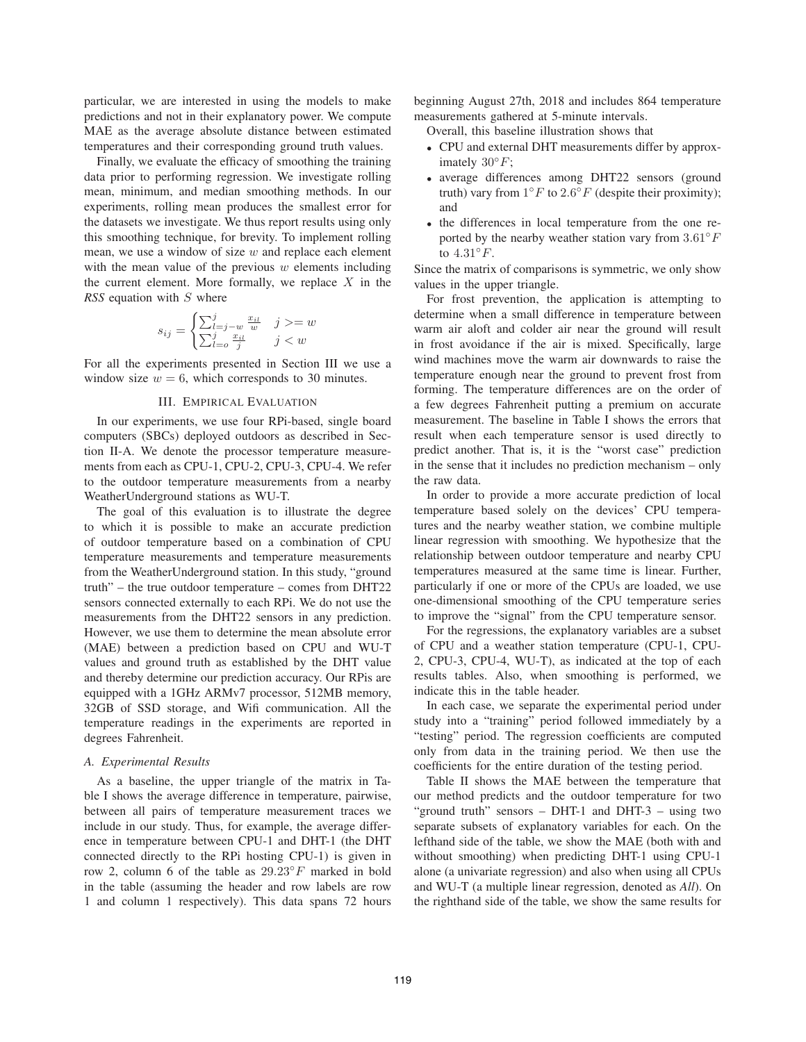particular, we are interested in using the models to make predictions and not in their explanatory power. We compute MAE as the average absolute distance between estimated temperatures and their corresponding ground truth values.

Finally, we evaluate the efficacy of smoothing the training data prior to performing regression. We investigate rolling mean, minimum, and median smoothing methods. In our experiments, rolling mean produces the smallest error for the datasets we investigate. We thus report results using only this smoothing technique, for brevity. To implement rolling mean, we use a window of size $w$ and replace each element with the mean value of the previous $w$ elements including the current element. More formally, we replace $X$ in the *RSS* equation with $S$ where

$$s_{ij} = \begin{cases} \sum_{l=j-w}^{j} \frac{x_{il}}{w} & j >= w \\ \sum_{l=o}^{j} \frac{x_{il}}{j} & j < w \end{cases}$$

For all the experiments presented in Section III we use a window size $w = 6$, which corresponds to 30 minutes.

## III. Empirical Evaluation

In our experiments, we use four RPi-based, single board computers (SBCs) deployed outdoors as described in Section II-A. We denote the processor temperature measurements from each as CPU-1, CPU-2, CPU-3, CPU-4. We refer to the outdoor temperature measurements from a nearby WeatherUnderground stations as WU-T.

The goal of this evaluation is to illustrate the degree to which it is possible to make an accurate prediction of outdoor temperature based on a combination of CPU temperature measurements and temperature measurements from the WeatherUnderground station. In this study, "ground truth" – the true outdoor temperature – comes from DHT22 sensors connected externally to each RPi. We do not use the measurements from the DHT22 sensors in any prediction. However, we use them to determine the mean absolute error (MAE) between a prediction based on CPU and WU-T values and ground truth as established by the DHT value and thereby determine our prediction accuracy. Our RPis are equipped with a 1GHz ARMv7 processor, 512MB memory, 32GB of SSD storage, and Wifi communication. All the temperature readings in the experiments are reported in degrees Fahrenheit.

### A. Experimental Results

As a baseline, the upper triangle of the matrix in Table I shows the average difference in temperature, pairwise, between all pairs of temperature measurement traces we include in our study. Thus, for example, the average difference in temperature between CPU-1 and DHT-1 (the DHT connected directly to the RPi hosting CPU-1) is given in row 2, column 6 of the table as $29.23°F$ marked in bold in the table (assuming the header and row labels are row 1 and column 1 respectively). This data spans 72 hours beginning August 27th, 2018 and includes 864 temperature measurements gathered at 5-minute intervals.

Overall, this baseline illustration shows that

- CPU and external DHT measurements differ by approximately $30°F$;
- average differences among DHT22 sensors (ground truth) vary from $1°F$ to $2.6°F$ (despite their proximity); and
- the differences in local temperature from the one reported by the nearby weather station vary from $3.61°F$ to $4.31°F$.

Since the matrix of comparisons is symmetric, we only show values in the upper triangle.

For frost prevention, the application is attempting to determine when a small difference in temperature between warm air aloft and colder air near the ground will result in frost avoidance if the air is mixed. Specifically, large wind machines move the warm air downwards to raise the temperature enough near the ground to prevent frost from forming. The temperature differences are on the order of a few degrees Fahrenheit putting a premium on accurate measurement. The baseline in Table I shows the errors that result when each temperature sensor is used directly to predict another. That is, it is the "worst case" prediction in the sense that it includes no prediction mechanism – only the raw data.

In order to provide a more accurate prediction of local temperature based solely on the devices' CPU temperatures and the nearby weather station, we combine multiple linear regression with smoothing. We hypothesize that the relationship between outdoor temperature and nearby CPU temperatures measured at the same time is linear. Further, particularly if one or more of the CPUs are loaded, we use one-dimensional smoothing of the CPU temperature series to improve the "signal" from the CPU temperature sensor.

For the regressions, the explanatory variables are a subset of CPU and a weather station temperature (CPU-1, CPU-2, CPU-3, CPU-4, WU-T), as indicated at the top of each results tables. Also, when smoothing is performed, we indicate this in the table header.

In each case, we separate the experimental period under study into a "training" period followed immediately by a "testing" period. The regression coefficients are computed only from data in the training period. We then use the coefficients for the entire duration of the testing period.

Table II shows the MAE between the temperature that our method predicts and the outdoor temperature for two "ground truth" sensors – DHT-1 and DHT-3 – using two separate subsets of explanatory variables for each. On the lefthand side of the table, we show the MAE (both with and without smoothing) when predicting DHT-1 using CPU-1 alone (a univariate regression) and also when using all CPUs and WU-T (a multiple linear regression, denoted as *All*). On the righthand side of the table, we show the same results for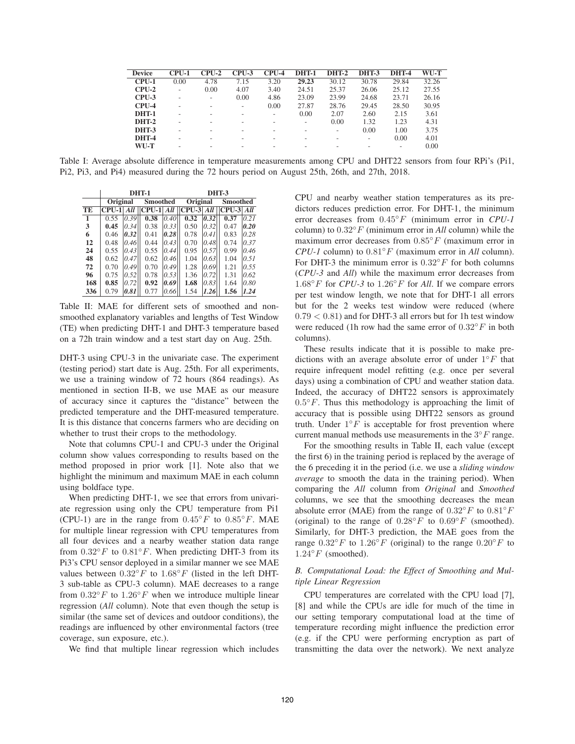| Device | CPU-1 | CPU-2 | CPU-3 | CPU-4 | DHT-1 | DHT-2 | DHT-3 | DHT-4 | WU-T |
|---|---|---|---|---|---|---|---|---|---|
| **CPU-1** | 0.00 | 4.78 | 7.15 | 3.20 | **29.23** | 30.12 | 30.78 | 29.84 | 32.26 |
| **CPU-2** | - | 0.00 | 4.07 | 3.40 | 24.51 | 25.37 | 26.06 | 25.12 | 27.55 |
| **CPU-3** | - | - | 0.00 | 4.86 | 23.09 | 23.99 | 24.68 | 23.71 | 26.16 |
| **CPU-4** | - | - | - | 0.00 | 27.87 | 28.76 | 29.45 | 28.50 | 30.95 |
| **DHT-1** | - | - | - | - | 0.00 | 2.07 | 2.60 | 2.15 | 3.61 |
| **DHT-2** | - | - | - | - | - | 0.00 | 1.32 | 1.23 | 4.31 |
| **DHT-3** | - | - | - | - | - | - | 0.00 | 1.00 | 3.75 |
| **DHT-4** | - | - | - | - | - | - | - | 0.00 | 4.01 |
| **WU-T** | - | - | - | - | - | - | - | - | 0.00 |

Table I: Average absolute difference in temperature measurements among CPU and DHT22 sensors from four RPi's (Pi1, Pi2, Pi3, and Pi4) measured during the 72 hours period on August 25th, 26th, and 27th, 2018.

| | **DHT-1** | | | | **DHT-3** | | | |
|---|---|---|---|---|---|---|---|---|
| | **Original** | | **Smoothed** | | **Original** | | **Smoothed** | |
| **TE** | **CPU-1** | ***All*** | **CPU-1** | ***All*** | **CPU-3** | ***All*** | **CPU-3** | ***All*** |
| **1** | 0.55 | *0.39* | **0.38** | *0.40* | **0.32** | ***0.32*** | **0.37** | *0.21* |
| **3** | **0.45** | *0.34* | 0.38 | *0.33* | 0.50 | *0.32* | 0.47 | ***0.20*** |
| **6** | 0.46 | ***0.32*** | 0.41 | ***0.28*** | 0.78 | *0.41* | 0.83 | *0.28* |
| **12** | 0.48 | *0.46* | 0.44 | *0.43* | 0.70 | *0.48* | 0.74 | *0.37* |
| **24** | 0.55 | *0.43* | 0.55 | *0.44* | 0.95 | *0.57* | 0.99 | *0.46* |
| **48** | 0.62 | *0.47* | 0.62 | *0.46* | 1.04 | *0.63* | 1.04 | *0.51* |
| **72** | 0.70 | *0.49* | 0.70 | *0.49* | 1.28 | *0.69* | 1.21 | *0.55* |
| **96** | 0.75 | *0.52* | 0.78 | *0.53* | 1.36 | *0.72* | 1.31 | *0.62* |
| **168** | **0.85** | *0.72* | **0.92** | ***0.69*** | **1.68** | *0.83* | 1.64 | *0.80* |
| **336** | 0.79 | ***0.81*** | 0.77 | *0.66* | 1.54 | ***1.26*** | **1.56** | ***1.24*** |

Table II: MAE for different sets of smoothed and non-smoothed explanatory variables and lengths of Test Window (TE) when predicting DHT-1 and DHT-3 temperature based on a 72h train window and a test start day on Aug. 25th.

DHT-3 using CPU-3 in the univariate case. The experiment (testing period) start date is Aug. 25th. For all experiments, we use a training window of 72 hours (864 readings). As mentioned in section II-B, we use MAE as our measure of accuracy since it captures the "distance" between the predicted temperature and the DHT-measured temperature. It is this distance that concerns farmers who are deciding on whether to trust their crops to the methodology.

Note that columns CPU-1 and CPU-3 under the Original column show values corresponding to results based on the method proposed in prior work [1]. Note also that we highlight the minimum and maximum MAE in each column using boldface type.

When predicting DHT-1, we see that errors from univariate regression using only the CPU temperature from Pi1 (CPU-1) are in the range from $0.45^{\circ}F$ to $0.85^{\circ}F$. MAE for multiple linear regression with CPU temperatures from all four devices and a nearby weather station data range from $0.32^{\circ}F$ to $0.81^{\circ}F$. When predicting DHT-3 from its Pi3's CPU sensor deployed in a similar manner we see MAE values between $0.32^{\circ}F$ to $1.68^{\circ}F$ (listed in the left DHT-3 sub-table as CPU-3 column). MAE decreases to a range from $0.32^{\circ}F$ to $1.26^{\circ}F$ when we introduce multiple linear regression (*All* column). Note that even though the setup is similar (the same set of devices and outdoor conditions), the readings are influenced by other environmental factors (tree coverage, sun exposure, etc.).

We find that multiple linear regression which includes CPU and nearby weather station temperatures as its predictors reduces prediction error. For DHT-1, the minimum error decreases from $0.45^{\circ}F$ (minimum error in *CPU-1* column) to $0.32^{\circ}F$ (minimum error in *All* column) while the maximum error decreases from $0.85^{\circ}F$ (maximum error in *CPU-1* column) to $0.81^{\circ}F$ (maximum error in *All* column). For DHT-3 the minimum error is $0.32^{\circ}F$ for both columns (*CPU-3* and *All*) while the maximum error decreases from $1.68^{\circ}F$ for *CPU-3* to $1.26^{\circ}F$ for *All*. If we compare errors per test window length, we note that for DHT-1 all errors but for the 2 weeks test window were reduced (where $0.79 < 0.81$) and for DHT-3 all errors but for 1h test window were reduced (1h row had the same error of $0.32^{\circ}F$ in both columns).

These results indicate that it is possible to make predictions with an average absolute error of under $1^{\circ}F$ that require infrequent model refitting (e.g. once per several days) using a combination of CPU and weather station data. Indeed, the accuracy of DHT22 sensors is approximately $0.5^{\circ}F$. Thus this methodology is approaching the limit of accuracy that is possible using DHT22 sensors as ground truth. Under $1^{\circ}F$ is acceptable for frost prevention where current manual methods use measurements in the $3^{\circ}F$ range.

For the smoothing results in Table II, each value (except the first 6) in the training period is replaced by the average of the 6 preceding it in the period (i.e. we use a *sliding window average* to smooth the data in the training period). When comparing the *All* column from *Original* and *Smoothed* columns, we see that the smoothing decreases the mean absolute error (MAE) from the range of $0.32^{\circ}F$ to $0.81^{\circ}F$ (original) to the range of $0.28^{\circ}F$ to $0.69^{\circ}F$ (smoothed). Similarly, for DHT-3 prediction, the MAE goes from the range $0.32^{\circ}F$ to $1.26^{\circ}F$ (original) to the range $0.20^{\circ}F$ to $1.24^{\circ}F$ (smoothed).

### *B. Computational Load: the Effect of Smoothing and Multiple Linear Regression*

CPU temperatures are correlated with the CPU load [7], [8] and while the CPUs are idle for much of the time in our setting temporary computational load at the time of temperature recording might influence the prediction error (e.g. if the CPU were performing encryption as part of transmitting the data over the network). We next analyze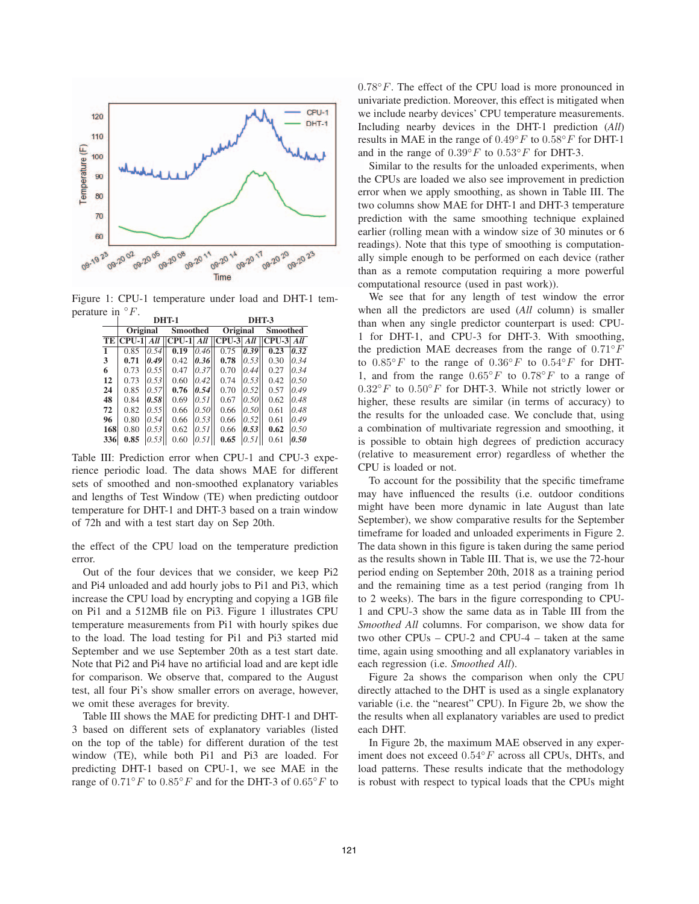Figure 1: CPU-1 temperature under load and DHT-1 temperature in $^\circ F$.

| | DHT-1 | | | | DHT-3 | | | |
|---|---|---|---|---|---|---|---|---|
| | Original | | Smoothed | | Original | | Smoothed | |
| **TE** | **CPU-1** | ***All*** | **CPU-1** | ***All*** | **CPU-3** | ***All*** | **CPU-3** | ***All*** |
| **1** | 0.85 | *0.54* | **0.19** | *0.46* | 0.75 | ***0.39*** | **0.23** | ***0.32*** |
| **3** | **0.71** | ***0.49*** | 0.42 | ***0.36*** | **0.78** | *0.53* | 0.30 | *0.34* |
| **6** | 0.73 | *0.55* | 0.47 | *0.37* | 0.70 | *0.44* | 0.27 | *0.34* |
| **12** | 0.73 | *0.53* | 0.60 | *0.42* | 0.74 | *0.53* | 0.42 | *0.50* |
| **24** | 0.85 | *0.57* | **0.76** | ***0.54*** | 0.70 | *0.52* | 0.57 | *0.49* |
| **48** | 0.84 | ***0.58*** | 0.69 | *0.51* | 0.67 | *0.50* | 0.62 | *0.48* |
| **72** | 0.82 | *0.55* | 0.66 | *0.50* | 0.66 | *0.50* | 0.61 | *0.48* |
| **96** | 0.80 | *0.54* | 0.66 | *0.53* | 0.66 | *0.52* | 0.61 | *0.49* |
| **168** | 0.80 | *0.53* | 0.62 | *0.51* | 0.66 | ***0.53*** | **0.62** | *0.50* |
| **336** | **0.85** | *0.53* | 0.60 | *0.51* | **0.65** | *0.51* | 0.61 | ***0.50*** |

Table III: Prediction error when CPU-1 and CPU-3 experience periodic load. The data shows MAE for different sets of smoothed and non-smoothed explanatory variables and lengths of Test Window (TE) when predicting outdoor temperature for DHT-1 and DHT-3 based on a train window of 72h and with a test start day on Sep 20th.

the effect of the CPU load on the temperature prediction error.

Out of the four devices that we consider, we keep Pi2 and Pi4 unloaded and add hourly jobs to Pi1 and Pi3, which increase the CPU load by encrypting and copying a 1GB file on Pi1 and a 512MB file on Pi3. Figure 1 illustrates CPU temperature measurements from Pi1 with hourly spikes due to the load. The load testing for Pi1 and Pi3 started mid September and we use September 20th as a test start date. Note that Pi2 and Pi4 have no artificial load and are kept idle for comparison. We observe that, compared to the August test, all four Pi's show smaller errors on average, however, we omit these averages for brevity.

Table III shows the MAE for predicting DHT-1 and DHT-3 based on different sets of explanatory variables (listed on the top of the table) for different duration of the test window (TE), while both Pi1 and Pi3 are loaded. For predicting DHT-1 based on CPU-1, we see MAE in the range of $0.71^\circ F$ to $0.85^\circ F$ and for the DHT-3 of $0.65^\circ F$ to $0.78^\circ F$. The effect of the CPU load is more pronounced in univariate prediction. Moreover, this effect is mitigated when we include nearby devices' CPU temperature measurements. Including nearby devices in the DHT-1 prediction (*All*) results in MAE in the range of $0.49^\circ F$ to $0.58^\circ F$ for DHT-1 and in the range of $0.39^\circ F$ to $0.53^\circ F$ for DHT-3.

Similar to the results for the unloaded experiments, when the CPUs are loaded we also see improvement in prediction error when we apply smoothing, as shown in Table III. The two columns show MAE for DHT-1 and DHT-3 temperature prediction with the same smoothing technique explained earlier (rolling mean with a window size of 30 minutes or 6 readings). Note that this type of smoothing is computationally simple enough to be performed on each device (rather than as a remote computation requiring a more powerful computational resource (used in past work)).

We see that for any length of test window the error when all the predictors are used (*All* column) is smaller than when any single predictor counterpart is used: CPU-1 for DHT-1, and CPU-3 for DHT-3. With smoothing, the prediction MAE decreases from the range of $0.71^\circ F$ to $0.85^\circ F$ to the range of $0.36^\circ F$ to $0.54^\circ F$ for DHT-1, and from the range $0.65^\circ F$ to $0.78^\circ F$ to a range of $0.32^\circ F$ to $0.50^\circ F$ for DHT-3. While not strictly lower or higher, these results are similar (in terms of accuracy) to the results for the unloaded case. We conclude that, using a combination of multivariate regression and smoothing, it is possible to obtain high degrees of prediction accuracy (relative to measurement error) regardless of whether the CPU is loaded or not.

To account for the possibility that the specific timeframe may have influenced the results (i.e. outdoor conditions might have been more dynamic in late August than late September), we show comparative results for the September timeframe for loaded and unloaded experiments in Figure 2. The data shown in this figure is taken during the same period as the results shown in Table III. That is, we use the 72-hour period ending on September 20th, 2018 as a training period and the remaining time as a test period (ranging from 1h to 2 weeks). The bars in the figure corresponding to CPU-1 and CPU-3 show the same data as in Table III from the *Smoothed All* columns. For comparison, we show data for two other CPUs – CPU-2 and CPU-4 – taken at the same time, again using smoothing and all explanatory variables in each regression (i.e. *Smoothed All*).

Figure 2a shows the comparison when only the CPU directly attached to the DHT is used as a single explanatory variable (i.e. the "nearest" CPU). In Figure 2b, we show the the results when all explanatory variables are used to predict each DHT.

In Figure 2b, the maximum MAE observed in any experiment does not exceed $0.54^\circ F$ across all CPUs, DHTs, and load patterns. These results indicate that the methodology is robust with respect to typical loads that the CPUs might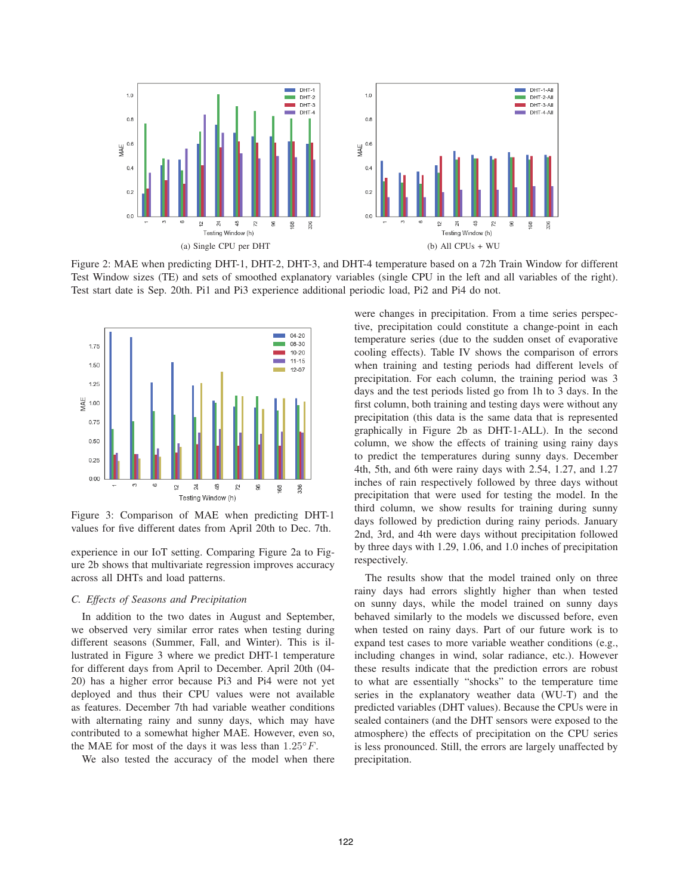(a) Single CPU per DHT

(b) All CPUs + WU

Figure 2: MAE when predicting DHT-1, DHT-2, DHT-3, and DHT-4 temperature based on a 72h Train Window for different Test Window sizes (TE) and sets of smoothed explanatory variables (single CPU in the left and all variables of the right). Test start date is Sep. 20th. Pi1 and Pi3 experience additional periodic load, Pi2 and Pi4 do not.

Figure 3: Comparison of MAE when predicting DHT-1 values for five different dates from April 20th to Dec. 7th.

experience in our IoT setting. Comparing Figure 2a to Figure 2b shows that multivariate regression improves accuracy across all DHTs and load patterns.

### C. Effects of Seasons and Precipitation

In addition to the two dates in August and September, we observed very similar error rates when testing during different seasons (Summer, Fall, and Winter). This is illustrated in Figure 3 where we predict DHT-1 temperature for different days from April to December. April 20th (04-20) has a higher error because Pi3 and Pi4 were not yet deployed and thus their CPU values were not available as features. December 7th had variable weather conditions with alternating rainy and sunny days, which may have contributed to a somewhat higher MAE. However, even so, the MAE for most of the days it was less than $1.25°F$.

We also tested the accuracy of the model when there were changes in precipitation. From a time series perspective, precipitation could constitute a change-point in each temperature series (due to the sudden onset of evaporative cooling effects). Table IV shows the comparison of errors when training and testing periods had different levels of precipitation. For each column, the training period was 3 days and the test periods listed go from 1h to 3 days. In the first column, both training and testing days were without any precipitation (this data is the same data that is represented graphically in Figure 2b as DHT-1-ALL). In the second column, we show the effects of training using rainy days to predict the temperatures during sunny days. December 4th, 5th, and 6th were rainy days with 2.54, 1.27, and 1.27 inches of rain respectively followed by three days without precipitation that were used for testing the model. In the third column, we show results for training during sunny days followed by prediction during rainy periods. January 2nd, 3rd, and 4th were days without precipitation followed by three days with 1.29, 1.06, and 1.0 inches of precipitation respectively.

The results show that the model trained only on three rainy days had errors slightly higher than when tested on sunny days, while the model trained on sunny days behaved similarly to the models we discussed before, even when tested on rainy days. Part of our future work is to expand test cases to more variable weather conditions (e.g., including changes in wind, solar radiance, etc.). However these results indicate that the prediction errors are robust to what are essentially "shocks" to the temperature time series in the explanatory weather data (WU-T) and the predicted variables (DHT values). Because the CPUs were in sealed containers (and the DHT sensors were exposed to the atmosphere) the effects of precipitation on the CPU series is less pronounced. Still, the errors are largely unaffected by precipitation.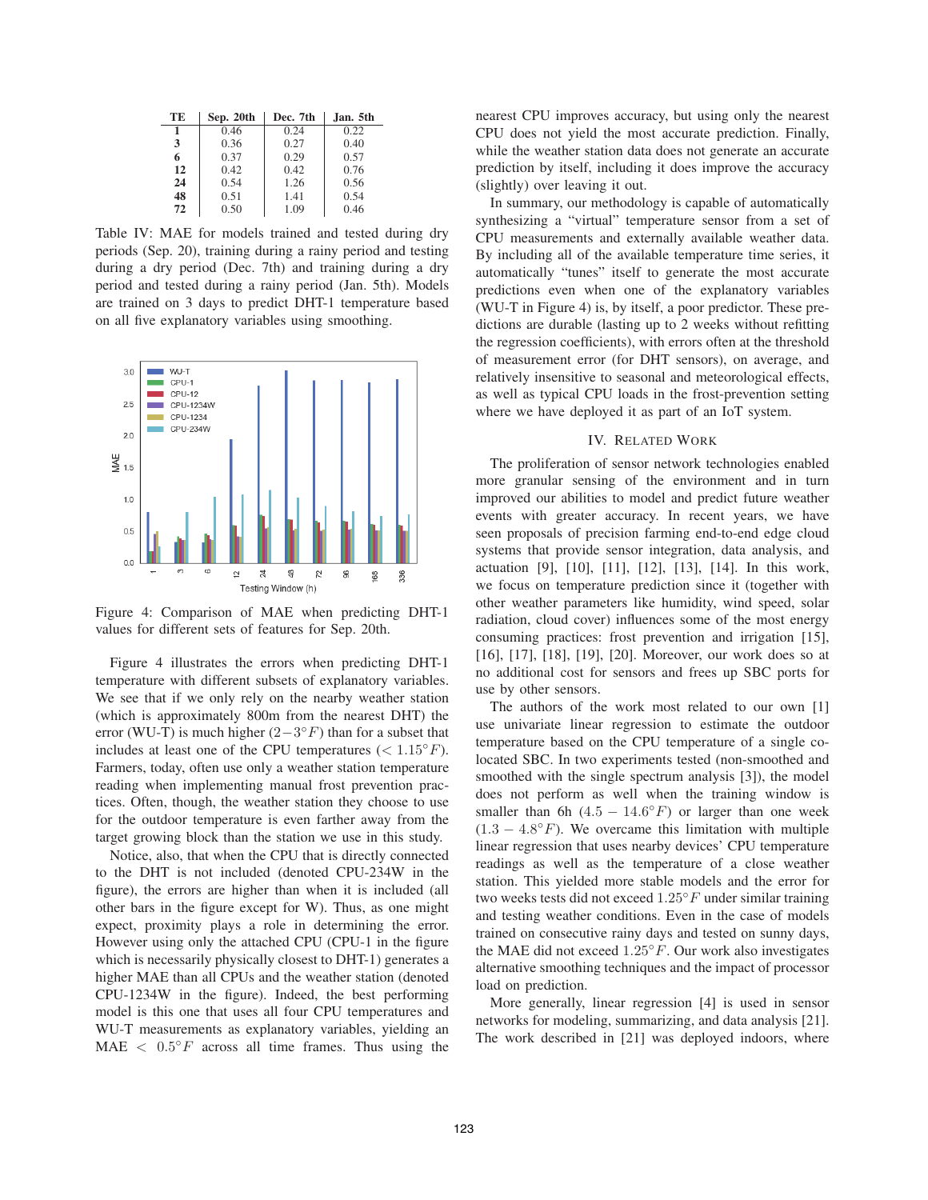| TE | Sep. 20th | Dec. 7th | Jan. 5th |
|---|---|---|---|
| **1** | 0.46 | 0.24 | 0.22 |
| **3** | 0.36 | 0.27 | 0.40 |
| **6** | 0.37 | 0.29 | 0.57 |
| **12** | 0.42 | 0.42 | 0.76 |
| **24** | 0.54 | 1.26 | 0.56 |
| **48** | 0.51 | 1.41 | 0.54 |
| **72** | 0.50 | 1.09 | 0.46 |

Table IV: MAE for models trained and tested during dry periods (Sep. 20), training during a rainy period and testing during a dry period (Dec. 7th) and training during a dry period and tested during a rainy period (Jan. 5th). Models are trained on 3 days to predict DHT-1 temperature based on all five explanatory variables using smoothing.

Figure 4: Comparison of MAE when predicting DHT-1 values for different sets of features for Sep. 20th.

Figure 4 illustrates the errors when predicting DHT-1 temperature with different subsets of explanatory variables. We see that if we only rely on the nearby weather station (which is approximately 800m from the nearest DHT) the error (WU-T) is much higher ($2-3°F$) than for a subset that includes at least one of the CPU temperatures ($< 1.15°F$). Farmers, today, often use only a weather station temperature reading when implementing manual frost prevention practices. Often, though, the weather station they choose to use for the outdoor temperature is even farther away from the target growing block than the station we use in this study.

Notice, also, that when the CPU that is directly connected to the DHT is not included (denoted CPU-234W in the figure), the errors are higher than when it is included (all other bars in the figure except for W). Thus, as one might expect, proximity plays a role in determining the error. However using only the attached CPU (CPU-1 in the figure which is necessarily physically closest to DHT-1) generates a higher MAE than all CPUs and the weather station (denoted CPU-1234W in the figure). Indeed, the best performing model is this one that uses all four CPU temperatures and WU-T measurements as explanatory variables, yielding an MAE $< 0.5°F$ across all time frames. Thus using the nearest CPU improves accuracy, but using only the nearest CPU does not yield the most accurate prediction. Finally, while the weather station data does not generate an accurate prediction by itself, including it does improve the accuracy (slightly) over leaving it out.

In summary, our methodology is capable of automatically synthesizing a "virtual" temperature sensor from a set of CPU measurements and externally available weather data. By including all of the available temperature time series, it automatically "tunes" itself to generate the most accurate predictions even when one of the explanatory variables (WU-T in Figure 4) is, by itself, a poor predictor. These predictions are durable (lasting up to 2 weeks without refitting the regression coefficients), with errors often at the threshold of measurement error (for DHT sensors), on average, and relatively insensitive to seasonal and meteorological effects, as well as typical CPU loads in the frost-prevention setting where we have deployed it as part of an IoT system.

## IV. Related Work

The proliferation of sensor network technologies enabled more granular sensing of the environment and in turn improved our abilities to model and predict future weather events with greater accuracy. In recent years, we have seen proposals of precision farming end-to-end edge cloud systems that provide sensor integration, data analysis, and actuation [9], [10], [11], [12], [13], [14]. In this work, we focus on temperature prediction since it (together with other weather parameters like humidity, wind speed, solar radiation, cloud cover) influences some of the most energy consuming practices: frost prevention and irrigation [15], [16], [17], [18], [19], [20]. Moreover, our work does so at no additional cost for sensors and frees up SBC ports for use by other sensors.

The authors of the work most related to our own [1] use univariate linear regression to estimate the outdoor temperature based on the CPU temperature of a single co-located SBC. In two experiments tested (non-smoothed and smoothed with the single spectrum analysis [3]), the model does not perform as well when the training window is smaller than 6h ($4.5-14.6°F$) or larger than one week ($1.3-4.8°F$). We overcame this limitation with multiple linear regression that uses nearby devices' CPU temperature readings as well as the temperature of a close weather station. This yielded more stable models and the error for two weeks tests did not exceed $1.25°F$ under similar training and testing weather conditions. Even in the case of models trained on consecutive rainy days and tested on sunny days, the MAE did not exceed $1.25°F$. Our work also investigates alternative smoothing techniques and the impact of processor load on prediction.

More generally, linear regression [4] is used in sensor networks for modeling, summarizing, and data analysis [21]. The work described in [21] was deployed indoors, where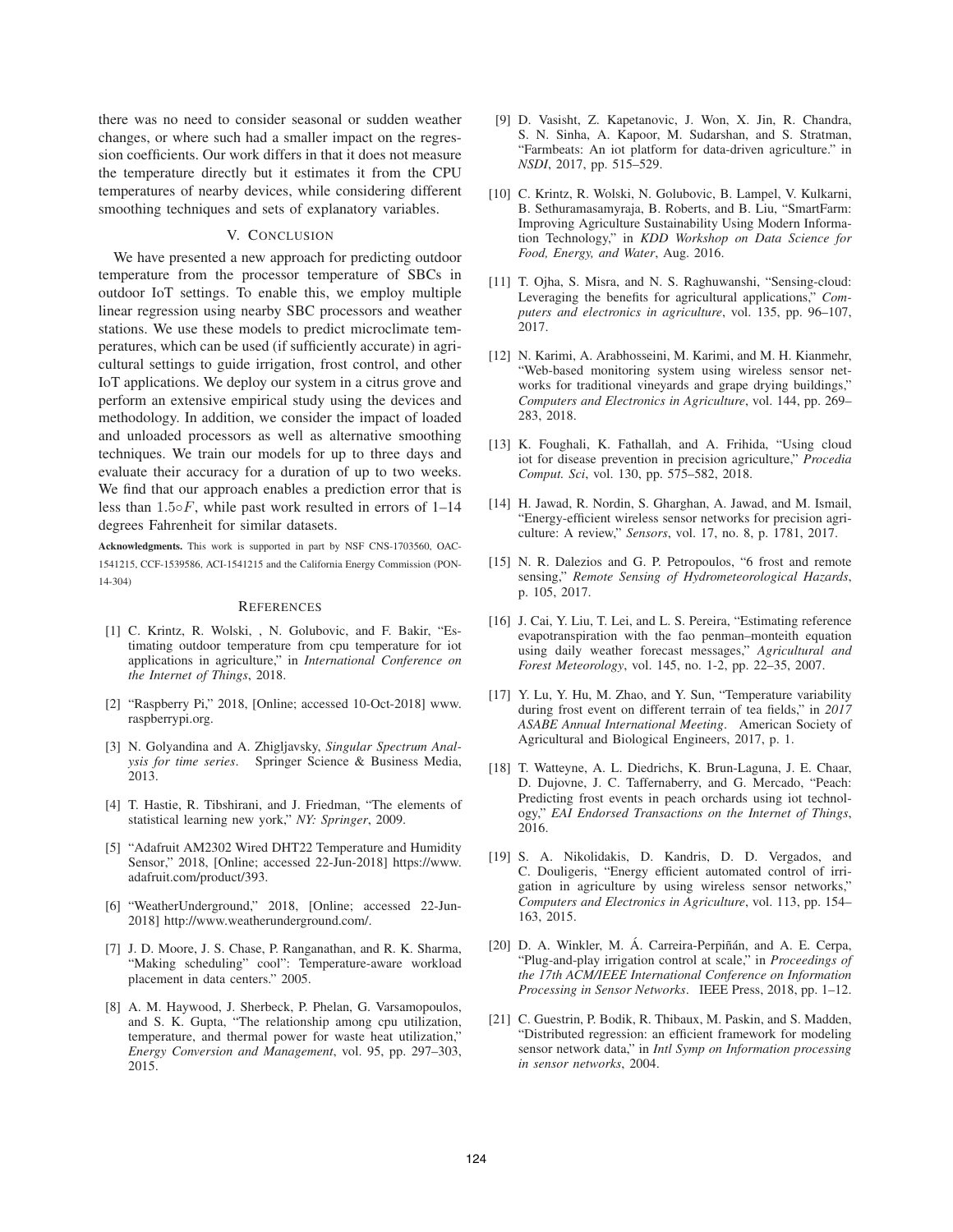there was no need to consider seasonal or sudden weather changes, or where such had a smaller impact on the regression coefficients. Our work differs in that it does not measure the temperature directly but it estimates it from the CPU temperatures of nearby devices, while considering different smoothing techniques and sets of explanatory variables.

## V. Conclusion

We have presented a new approach for predicting outdoor temperature from the processor temperature of SBCs in outdoor IoT settings. To enable this, we employ multiple linear regression using nearby SBC processors and weather stations. We use these models to predict microclimate temperatures, which can be used (if sufficiently accurate) in agricultural settings to guide irrigation, frost control, and other IoT applications. We deploy our system in a citrus grove and perform an extensive empirical study using the devices and methodology. In addition, we consider the impact of loaded and unloaded processors as well as alternative smoothing techniques. We train our models for up to three days and evaluate their accuracy for a duration of up to two weeks. We find that our approach enables a prediction error that is less than $1.5 \circ F$, while past work resulted in errors of 1–14 degrees Fahrenheit for similar datasets.

**Acknowledgments.** This work is supported in part by NSF CNS-1703560, OAC-1541215, CCF-1539586, ACI-1541215 and the California Energy Commission (PON-14-304)

## References

[1] C. Krintz, R. Wolski, , N. Golubovic, and F. Bakir, "Estimating outdoor temperature from cpu temperature for iot applications in agriculture," in *International Conference on the Internet of Things*, 2018.

[2] "Raspberry Pi," 2018, [Online; accessed 10-Oct-2018] www.raspberrypi.org.

[3] N. Golyandina and A. Zhigljavsky, *Singular Spectrum Analysis for time series*. Springer Science & Business Media, 2013.

[4] T. Hastie, R. Tibshirani, and J. Friedman, "The elements of statistical learning new york," *NY: Springer*, 2009.

[5] "Adafruit AM2302 Wired DHT22 Temperature and Humidity Sensor," 2018, [Online; accessed 22-Jun-2018] https://www.adafruit.com/product/393.

[6] "WeatherUnderground," 2018, [Online; accessed 22-Jun-2018] http://www.weatherunderground.com/.

[7] J. D. Moore, J. S. Chase, P. Ranganathan, and R. K. Sharma, "Making scheduling" cool": Temperature-aware workload placement in data centers." 2005.

[8] A. M. Haywood, J. Sherbeck, P. Phelan, G. Varsamopoulos, and S. K. Gupta, "The relationship among cpu utilization, temperature, and thermal power for waste heat utilization," *Energy Conversion and Management*, vol. 95, pp. 297–303, 2015.

[9] D. Vasisht, Z. Kapetanovic, J. Won, X. Jin, R. Chandra, S. N. Sinha, A. Kapoor, M. Sudarshan, and S. Stratman, "Farmbeats: An iot platform for data-driven agriculture." in *NSDI*, 2017, pp. 515–529.

[10] C. Krintz, R. Wolski, N. Golubovic, B. Lampel, V. Kulkarni, B. Sethuramasamyraja, B. Roberts, and B. Liu, "SmartFarm: Improving Agriculture Sustainability Using Modern Information Technology," in *KDD Workshop on Data Science for Food, Energy, and Water*, Aug. 2016.

[11] T. Ojha, S. Misra, and N. S. Raghuwanshi, "Sensing-cloud: Leveraging the benefits for agricultural applications," *Computers and electronics in agriculture*, vol. 135, pp. 96–107, 2017.

[12] N. Karimi, A. Arabhosseini, M. Karimi, and M. H. Kianmehr, "Web-based monitoring system using wireless sensor networks for traditional vineyards and grape drying buildings," *Computers and Electronics in Agriculture*, vol. 144, pp. 269–283, 2018.

[13] K. Foughali, K. Fathallah, and A. Frihida, "Using cloud iot for disease prevention in precision agriculture," *Procedia Comput. Sci*, vol. 130, pp. 575–582, 2018.

[14] H. Jawad, R. Nordin, S. Gharghan, A. Jawad, and M. Ismail, "Energy-efficient wireless sensor networks for precision agriculture: A review," *Sensors*, vol. 17, no. 8, p. 1781, 2017.

[15] N. R. Dalezios and G. P. Petropoulos, "6 frost and remote sensing," *Remote Sensing of Hydrometeorological Hazards*, p. 105, 2017.

[16] J. Cai, Y. Liu, T. Lei, and L. S. Pereira, "Estimating reference evapotranspiration with the fao penman–monteith equation using daily weather forecast messages," *Agricultural and Forest Meteorology*, vol. 145, no. 1-2, pp. 22–35, 2007.

[17] Y. Lu, Y. Hu, M. Zhao, and Y. Sun, "Temperature variability during frost event on different terrain of tea fields," in *2017 ASABE Annual International Meeting*. American Society of Agricultural and Biological Engineers, 2017, p. 1.

[18] T. Watteyne, A. L. Diedrichs, K. Brun-Laguna, J. E. Chaar, D. Dujovne, J. C. Taffernaberry, and G. Mercado, "Peach: Predicting frost events in peach orchards using iot technology," *EAI Endorsed Transactions on the Internet of Things*, 2016.

[19] S. A. Nikolidakis, D. Kandris, D. D. Vergados, and C. Douligeris, "Energy efficient automated control of irrigation in agriculture by using wireless sensor networks," *Computers and Electronics in Agriculture*, vol. 113, pp. 154–163, 2015.

[20] D. A. Winkler, M. Á. Carreira-Perpiñán, and A. E. Cerpa, "Plug-and-play irrigation control at scale," in *Proceedings of the 17th ACM/IEEE International Conference on Information Processing in Sensor Networks*. IEEE Press, 2018, pp. 1–12.

[21] C. Guestrin, P. Bodik, R. Thibaux, M. Paskin, and S. Madden, "Distributed regression: an efficient framework for modeling sensor network data," in *Intl Symp on Information processing in sensor networks*, 2004.